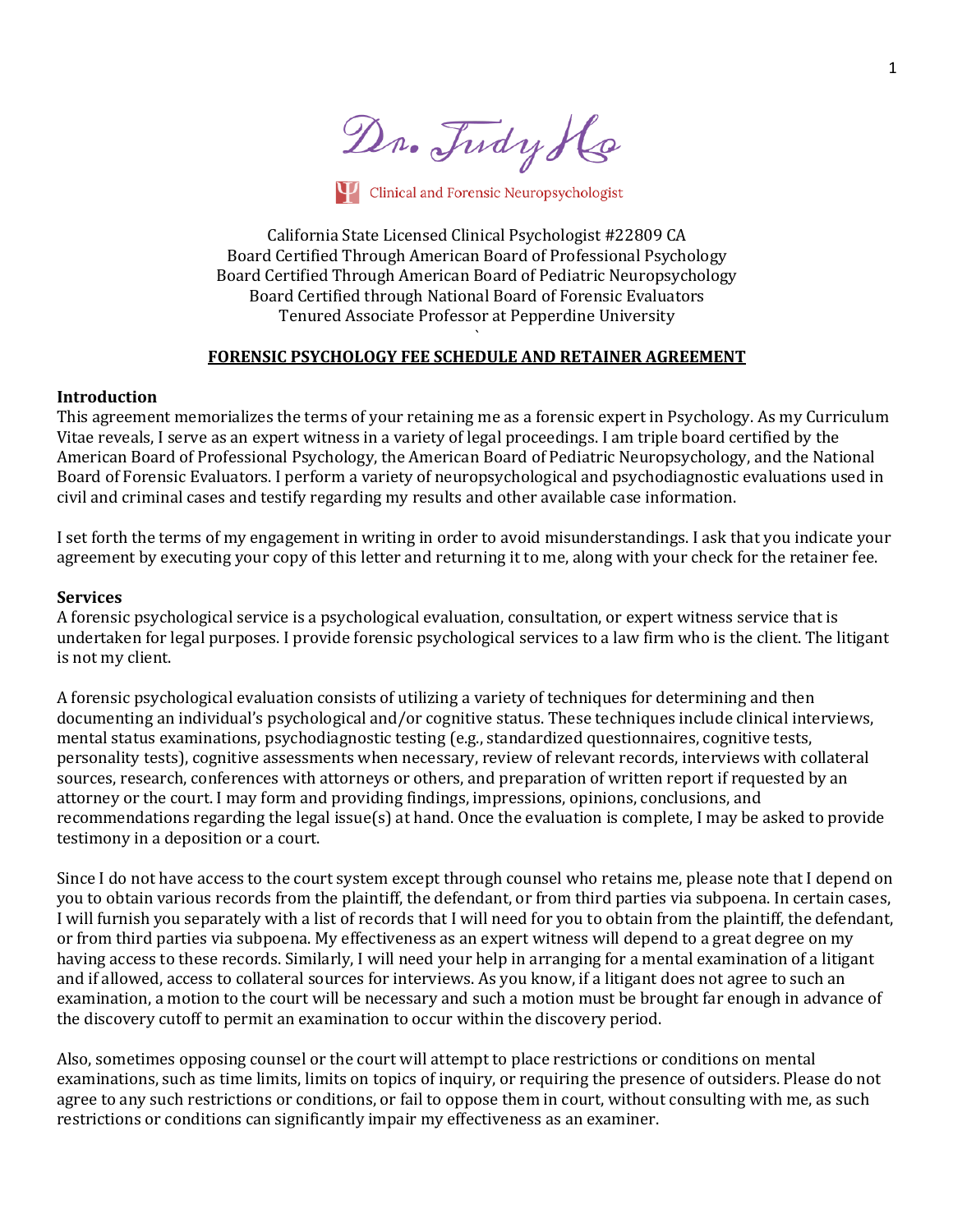Dr. Judy Ho

Clinical and Forensic Neuropsychologist

California State Licensed Clinical Psychologist #22809 CA
Board Certified Through American Board of Professional Psychology
Board Certified Through American Board of Pediatric Neuropsychology
Board Certified through National Board of Forensic Evaluators
Tenured Associate Professor at Pepperdine University

## FORENSIC PSYCHOLOGY FEE SCHEDULE AND RETAINER AGREEMENT

### Introduction

This agreement memorializes the terms of your retaining me as a forensic expert in Psychology. As my Curriculum Vitae reveals, I serve as an expert witness in a variety of legal proceedings. I am triple board certified by the American Board of Professional Psychology, the American Board of Pediatric Neuropsychology, and the National Board of Forensic Evaluators. I perform a variety of neuropsychological and psychodiagnostic evaluations used in civil and criminal cases and testify regarding my results and other available case information.

I set forth the terms of my engagement in writing in order to avoid misunderstandings. I ask that you indicate your agreement by executing your copy of this letter and returning it to me, along with your check for the retainer fee.

### Services

A forensic psychological service is a psychological evaluation, consultation, or expert witness service that is undertaken for legal purposes. I provide forensic psychological services to a law firm who is the client. The litigant is not my client.

A forensic psychological evaluation consists of utilizing a variety of techniques for determining and then documenting an individual's psychological and/or cognitive status. These techniques include clinical interviews, mental status examinations, psychodiagnostic testing (e.g., standardized questionnaires, cognitive tests, personality tests), cognitive assessments when necessary, review of relevant records, interviews with collateral sources, research, conferences with attorneys or others, and preparation of written report if requested by an attorney or the court. I may form and providing findings, impressions, opinions, conclusions, and recommendations regarding the legal issue(s) at hand. Once the evaluation is complete, I may be asked to provide testimony in a deposition or a court.

Since I do not have access to the court system except through counsel who retains me, please note that I depend on you to obtain various records from the plaintiff, the defendant, or from third parties via subpoena. In certain cases, I will furnish you separately with a list of records that I will need for you to obtain from the plaintiff, the defendant, or from third parties via subpoena. My effectiveness as an expert witness will depend to a great degree on my having access to these records. Similarly, I will need your help in arranging for a mental examination of a litigant and if allowed, access to collateral sources for interviews. As you know, if a litigant does not agree to such an examination, a motion to the court will be necessary and such a motion must be brought far enough in advance of the discovery cutoff to permit an examination to occur within the discovery period.

Also, sometimes opposing counsel or the court will attempt to place restrictions or conditions on mental examinations, such as time limits, limits on topics of inquiry, or requiring the presence of outsiders. Please do not agree to any such restrictions or conditions, or fail to oppose them in court, without consulting with me, as such restrictions or conditions can significantly impair my effectiveness as an examiner.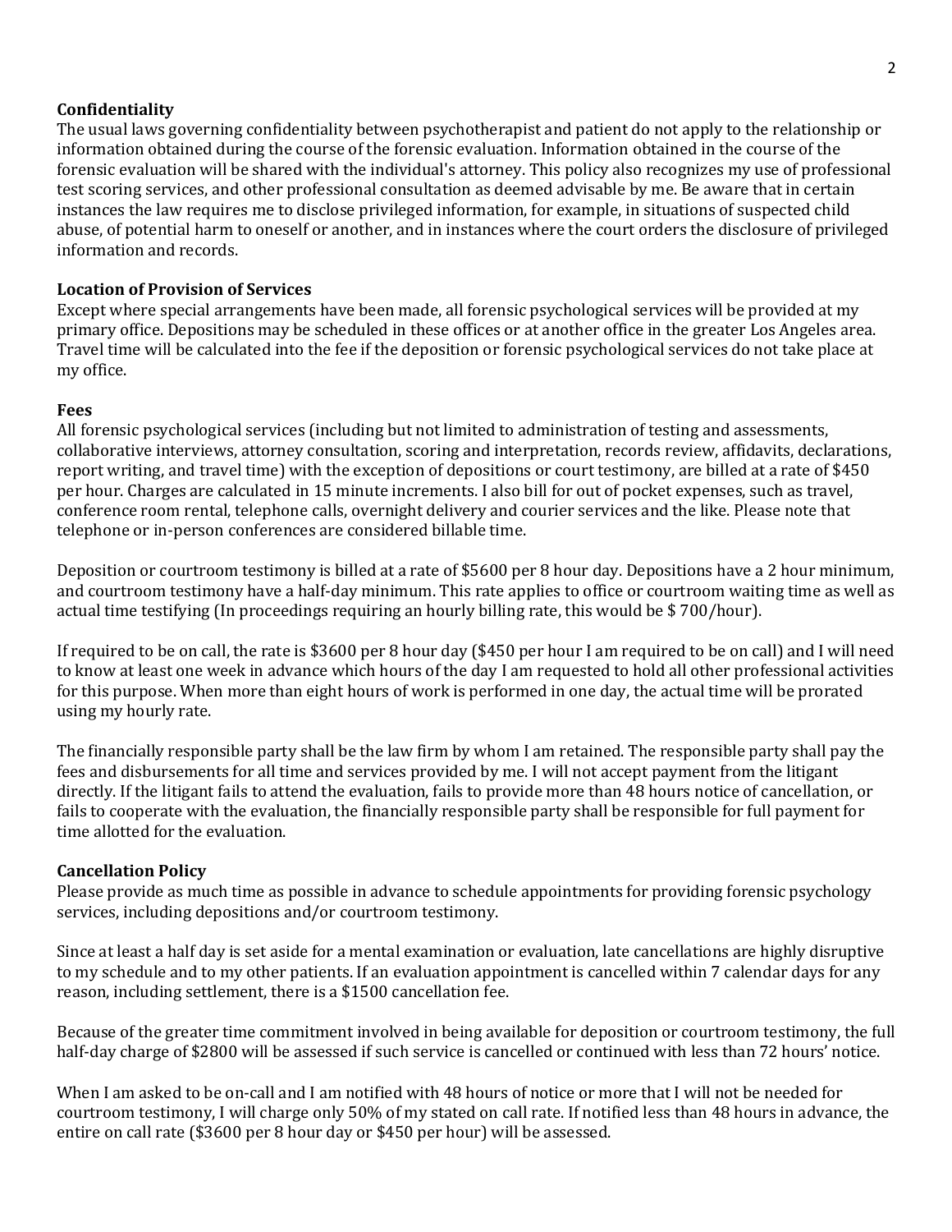## Confidentiality

The usual laws governing confidentiality between psychotherapist and patient do not apply to the relationship or information obtained during the course of the forensic evaluation. Information obtained in the course of the forensic evaluation will be shared with the individual's attorney. This policy also recognizes my use of professional test scoring services, and other professional consultation as deemed advisable by me. Be aware that in certain instances the law requires me to disclose privileged information, for example, in situations of suspected child abuse, of potential harm to oneself or another, and in instances where the court orders the disclosure of privileged information and records.

## Location of Provision of Services

Except where special arrangements have been made, all forensic psychological services will be provided at my primary office. Depositions may be scheduled in these offices or at another office in the greater Los Angeles area. Travel time will be calculated into the fee if the deposition or forensic psychological services do not take place at my office.

## Fees

All forensic psychological services (including but not limited to administration of testing and assessments, collaborative interviews, attorney consultation, scoring and interpretation, records review, affidavits, declarations, report writing, and travel time) with the exception of depositions or court testimony, are billed at a rate of $450 per hour. Charges are calculated in 15 minute increments. I also bill for out of pocket expenses, such as travel, conference room rental, telephone calls, overnight delivery and courier services and the like. Please note that telephone or in-person conferences are considered billable time.

Deposition or courtroom testimony is billed at a rate of $5600 per 8 hour day. Depositions have a 2 hour minimum, and courtroom testimony have a half-day minimum. This rate applies to office or courtroom waiting time as well as actual time testifying (In proceedings requiring an hourly billing rate, this would be $ 700/hour).

If required to be on call, the rate is $3600 per 8 hour day ($450 per hour I am required to be on call) and I will need to know at least one week in advance which hours of the day I am requested to hold all other professional activities for this purpose. When more than eight hours of work is performed in one day, the actual time will be prorated using my hourly rate.

The financially responsible party shall be the law firm by whom I am retained. The responsible party shall pay the fees and disbursements for all time and services provided by me. I will not accept payment from the litigant directly. If the litigant fails to attend the evaluation, fails to provide more than 48 hours notice of cancellation, or fails to cooperate with the evaluation, the financially responsible party shall be responsible for full payment for time allotted for the evaluation.

## Cancellation Policy

Please provide as much time as possible in advance to schedule appointments for providing forensic psychology services, including depositions and/or courtroom testimony.

Since at least a half day is set aside for a mental examination or evaluation, late cancellations are highly disruptive to my schedule and to my other patients. If an evaluation appointment is cancelled within 7 calendar days for any reason, including settlement, there is a $1500 cancellation fee.

Because of the greater time commitment involved in being available for deposition or courtroom testimony, the full half-day charge of $2800 will be assessed if such service is cancelled or continued with less than 72 hours' notice.

When I am asked to be on-call and I am notified with 48 hours of notice or more that I will not be needed for courtroom testimony, I will charge only 50% of my stated on call rate. If notified less than 48 hours in advance, the entire on call rate ($3600 per 8 hour day or $450 per hour) will be assessed.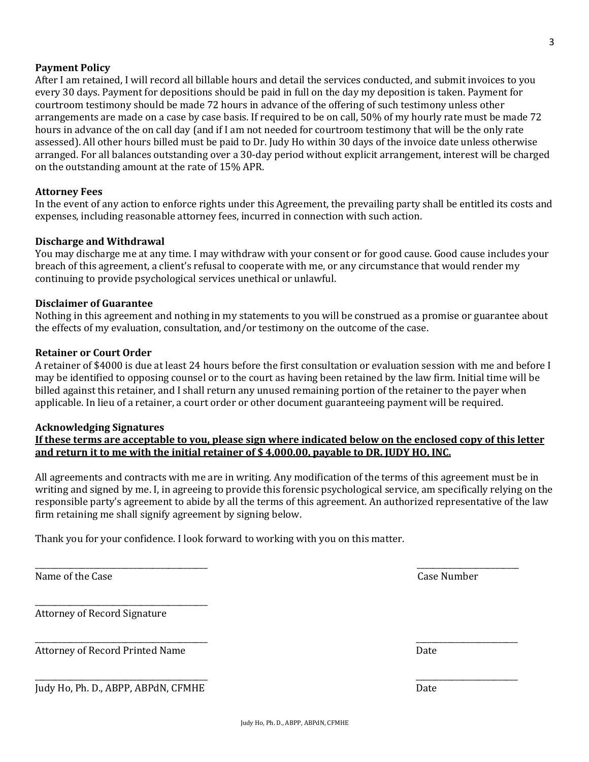**Payment Policy**

After I am retained, I will record all billable hours and detail the services conducted, and submit invoices to you every 30 days. Payment for depositions should be paid in full on the day my deposition is taken. Payment for courtroom testimony should be made 72 hours in advance of the offering of such testimony unless other arrangements are made on a case by case basis. If required to be on call, 50% of my hourly rate must be made 72 hours in advance of the on call day (and if I am not needed for courtroom testimony that will be the only rate assessed). All other hours billed must be paid to Dr. Judy Ho within 30 days of the invoice date unless otherwise arranged. For all balances outstanding over a 30-day period without explicit arrangement, interest will be charged on the outstanding amount at the rate of 15% APR.

**Attorney Fees**

In the event of any action to enforce rights under this Agreement, the prevailing party shall be entitled its costs and expenses, including reasonable attorney fees, incurred in connection with such action.

**Discharge and Withdrawal**

You may discharge me at any time. I may withdraw with your consent or for good cause. Good cause includes your breach of this agreement, a client's refusal to cooperate with me, or any circumstance that would render my continuing to provide psychological services unethical or unlawful.

**Disclaimer of Guarantee**

Nothing in this agreement and nothing in my statements to you will be construed as a promise or guarantee about the effects of my evaluation, consultation, and/or testimony on the outcome of the case.

**Retainer or Court Order**

A retainer of $4000 is due at least 24 hours before the first consultation or evaluation session with me and before I may be identified to opposing counsel or to the court as having been retained by the law firm. Initial time will be billed against this retainer, and I shall return any unused remaining portion of the retainer to the payer when applicable. In lieu of a retainer, a court order or other document guaranteeing payment will be required.

**Acknowledging Signatures**

<u>**If these terms are acceptable to you, please sign where indicated below on the enclosed copy of this letter and return it to me with the initial retainer of $ 4,000.00, payable to DR. JUDY HO, INC.**</u>

All agreements and contracts with me are in writing. Any modification of the terms of this agreement must be in writing and signed by me. I, in agreeing to provide this forensic psychological service, am specifically relying on the responsible party's agreement to abide by all the terms of this agreement. An authorized representative of the law firm retaining me shall signify agreement by signing below.

Thank you for your confidence. I look forward to working with you on this matter.

\_\_\_\_\_\_\_\_\_\_\_\_\_\_\_\_\_\_\_\_\_\_\_\_\_\_\_\_\_\_\_\_\_\_\_\_\_\_\_\_\_\_\_\_ &nbsp;&nbsp;&nbsp;&nbsp; \_\_\_\_\_\_\_\_\_\_\_\_\_\_\_\_\_\_\_\_\_\_\_\_\_\_
Name of the Case &nbsp;&nbsp;&nbsp;&nbsp; Case Number

\_\_\_\_\_\_\_\_\_\_\_\_\_\_\_\_\_\_\_\_\_\_\_\_\_\_\_\_\_\_\_\_\_\_\_\_\_\_\_\_\_\_\_\_
Attorney of Record Signature

\_\_\_\_\_\_\_\_\_\_\_\_\_\_\_\_\_\_\_\_\_\_\_\_\_\_\_\_\_\_\_\_\_\_\_\_\_\_\_\_\_\_\_\_ &nbsp;&nbsp;&nbsp;&nbsp; \_\_\_\_\_\_\_\_\_\_\_\_\_\_\_\_\_\_\_\_\_\_\_\_\_\_
Attorney of Record Printed Name &nbsp;&nbsp;&nbsp;&nbsp; Date

\_\_\_\_\_\_\_\_\_\_\_\_\_\_\_\_\_\_\_\_\_\_\_\_\_\_\_\_\_\_\_\_\_\_\_\_\_\_\_\_\_\_\_\_ &nbsp;&nbsp;&nbsp;&nbsp; \_\_\_\_\_\_\_\_\_\_\_\_\_\_\_\_\_\_\_\_\_\_\_\_\_\_
Judy Ho, Ph. D., ABPP, ABPdN, CFMHE &nbsp;&nbsp;&nbsp;&nbsp; Date